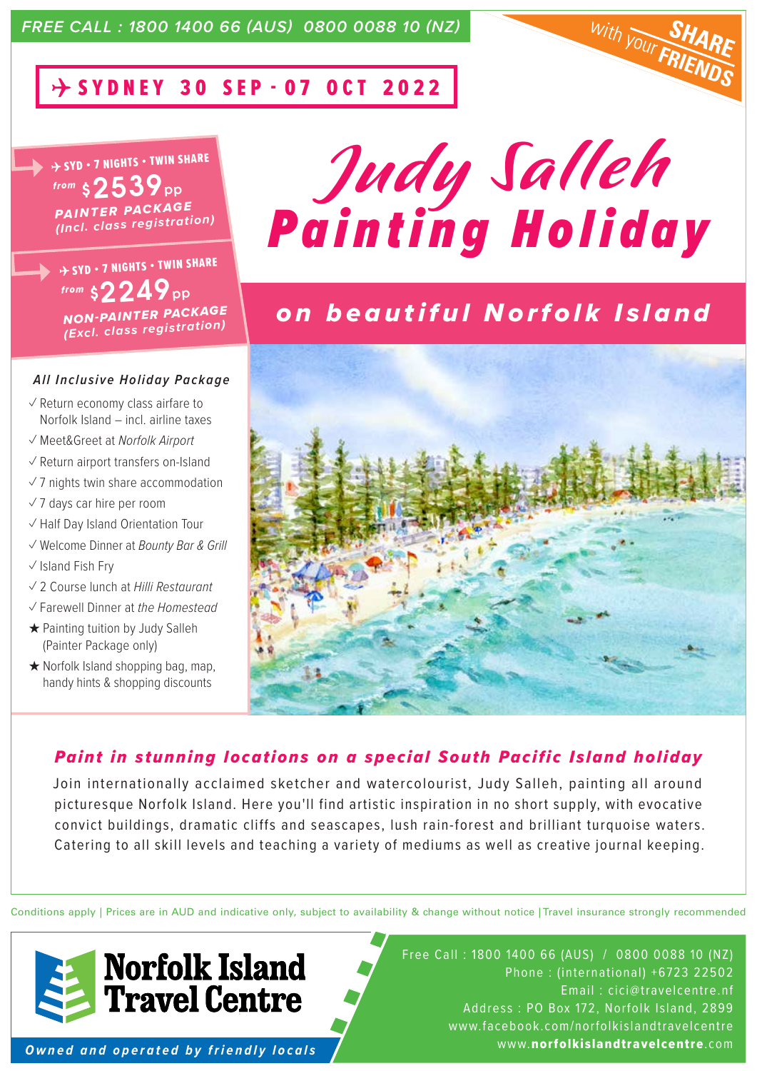FREE CALL : 1800 1400 66 (AUS) 0800 0088 10 (NZ)

**SHARE** with your **FRIENDS**

## ✈ SYDNEY 30 SEP - 07 OCT 2022

# Judy Salleh Painting Holiday

## on beautiful Norfolk Island

✈ SYD • 7 NIGHTS • TWIN SHARE
from **$2539 pp**
**PAINTER PACKAGE**
*(Incl. class registration)*

✈ SYD • 7 NIGHTS • TWIN SHARE
from **$2249 pp**
**NON-PAINTER PACKAGE**
*(Excl. class registration)*

### *All Inclusive Holiday Package*

- ✓ Return economy class airfare to Norfolk Island – incl. airline taxes
- ✓ Meet&Greet at *Norfolk Airport*
- ✓ Return airport transfers on-Island
- ✓ 7 nights twin share accommodation
- ✓ 7 days car hire per room
- ✓ Half Day Island Orientation Tour
- ✓ Welcome Dinner at *Bounty Bar & Grill*
- ✓ Island Fish Fry
- ✓ 2 Course lunch at *Hilli Restaurant*
- ✓ Farewell Dinner at *the Homestead*
- ★ Painting tuition by Judy Salleh (Painter Package only)
- ★ Norfolk Island shopping bag, map, handy hints & shopping discounts

### *Paint in stunning locations on a special South Pacific Island holiday*

Join internationally acclaimed sketcher and watercolourist, Judy Salleh, painting all around picturesque Norfolk Island. Here you'll find artistic inspiration in no short supply, with evocative convict buildings, dramatic cliffs and seascapes, lush rain-forest and brilliant turquoise waters. Catering to all skill levels and teaching a variety of mediums as well as creative journal keeping.

Conditions apply | Prices are in AUD and indicative only, subject to availability & change without notice | Travel insurance strongly recommended

**Norfolk Island Travel Centre**

*Owned and operated by friendly locals*

Free Call : 1800 1400 66 (AUS) / 0800 0088 10 (NZ)
Phone : (international) +6723 22502
Email : cici@travelcentre.nf
Address : PO Box 172, Norfolk Island, 2899
www.facebook.com/norfolkislandtravelcentre
www.**norfolkislandtravelcentre**.com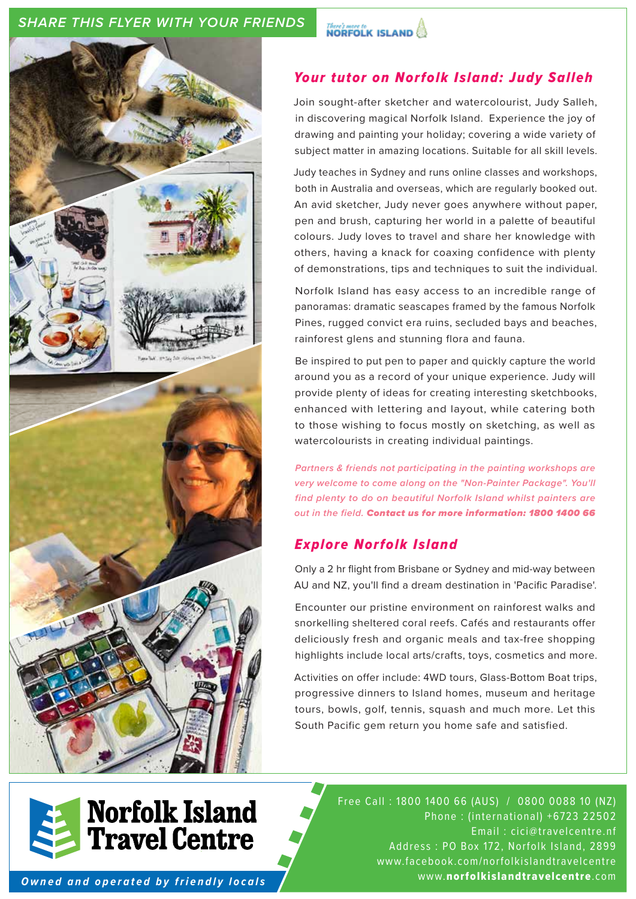SHARE THIS FLYER WITH YOUR FRIENDS

## *Your tutor on Norfolk Island: Judy Salleh*

Join sought-after sketcher and watercolourist, Judy Salleh, in discovering magical Norfolk Island. Experience the joy of drawing and painting your holiday; covering a wide variety of subject matter in amazing locations. Suitable for all skill levels.

Judy teaches in Sydney and runs online classes and workshops, both in Australia and overseas, which are regularly booked out. An avid sketcher, Judy never goes anywhere without paper, pen and brush, capturing her world in a palette of beautiful colours. Judy loves to travel and share her knowledge with others, having a knack for coaxing confidence with plenty of demonstrations, tips and techniques to suit the individual.

Norfolk Island has easy access to an incredible range of panoramas: dramatic seascapes framed by the famous Norfolk Pines, rugged convict era ruins, secluded bays and beaches, rainforest glens and stunning flora and fauna.

Be inspired to put pen to paper and quickly capture the world around you as a record of your unique experience. Judy will provide plenty of ideas for creating interesting sketchbooks, enhanced with lettering and layout, while catering both to those wishing to focus mostly on sketching, as well as watercolourists in creating individual paintings.

*Partners & friends not participating in the painting workshops are very welcome to come along on the "Non-Painter Package". You'll find plenty to do on beautiful Norfolk Island whilst painters are out in the field.* ***Contact us for more information: 1800 1400 66***

## *Explore Norfolk Island*

Only a 2 hr flight from Brisbane or Sydney and mid-way between AU and NZ, you'll find a dream destination in 'Pacific Paradise'.

Encounter our pristine environment on rainforest walks and snorkelling sheltered coral reefs. Cafés and restaurants offer deliciously fresh and organic meals and tax-free shopping highlights include local arts/crafts, toys, cosmetics and more.

Activities on offer include: 4WD tours, Glass-Bottom Boat trips, progressive dinners to Island homes, museum and heritage tours, bowls, golf, tennis, squash and much more. Let this South Pacific gem return you home safe and satisfied.

**Norfolk Island Travel Centre**

*Owned and operated by friendly locals*

Free Call : 1800 1400 66 (AUS) / 0800 0088 10 (NZ)
Phone : (international) +6723 22502
Email : cici@travelcentre.nf
Address : PO Box 172, Norfolk Island, 2899
www.facebook.com/norfolkislandtravelcentre
www.**norfolkislandtravelcentre**.com